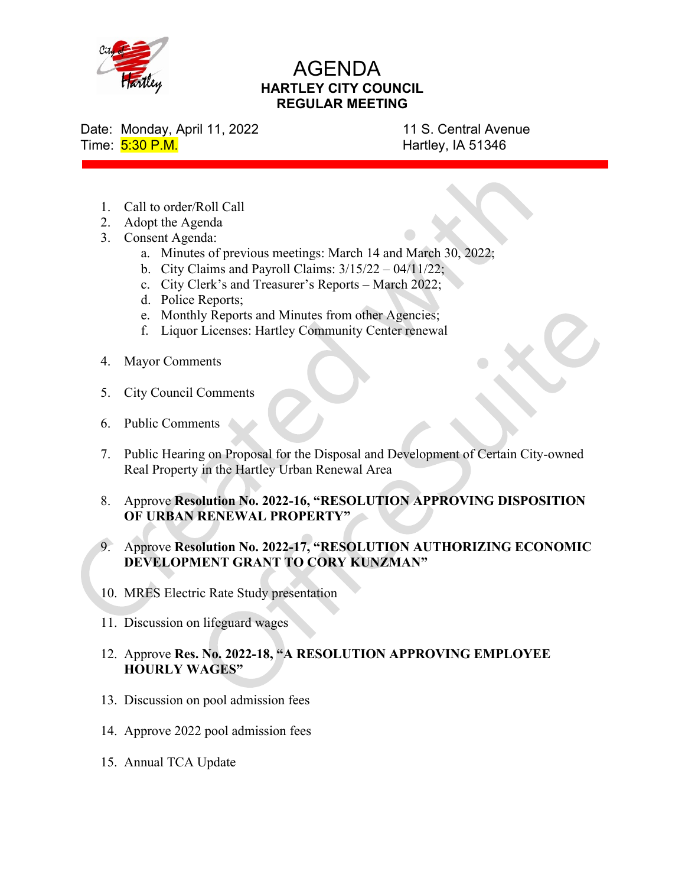# AGENDA

## HARTLEY CITY COUNCIL
## REGULAR MEETING

Date: Monday, April 11, 2022
Time: 5:30 P.M.

11 S. Central Avenue
Hartley, IA 51346

1. Call to order/Roll Call
2. Adopt the Agenda
3. Consent Agenda:
   a. Minutes of previous meetings: March 14 and March 30, 2022;
   b. City Claims and Payroll Claims: 3/15/22 – 04/11/22;
   c. City Clerk's and Treasurer's Reports – March 2022;
   d. Police Reports;
   e. Monthly Reports and Minutes from other Agencies;
   f. Liquor Licenses: Hartley Community Center renewal

4. Mayor Comments

5. City Council Comments

6. Public Comments

7. Public Hearing on Proposal for the Disposal and Development of Certain City-owned Real Property in the Hartley Urban Renewal Area

8. Approve **Resolution No. 2022-16, "RESOLUTION APPROVING DISPOSITION OF URBAN RENEWAL PROPERTY"**

9. Approve **Resolution No. 2022-17, "RESOLUTION AUTHORIZING ECONOMIC DEVELOPMENT GRANT TO CORY KUNZMAN"**

10. MRES Electric Rate Study presentation

11. Discussion on lifeguard wages

12. Approve **Res. No. 2022-18, "A RESOLUTION APPROVING EMPLOYEE HOURLY WAGES"**

13. Discussion on pool admission fees

14. Approve 2022 pool admission fees

15. Annual TCA Update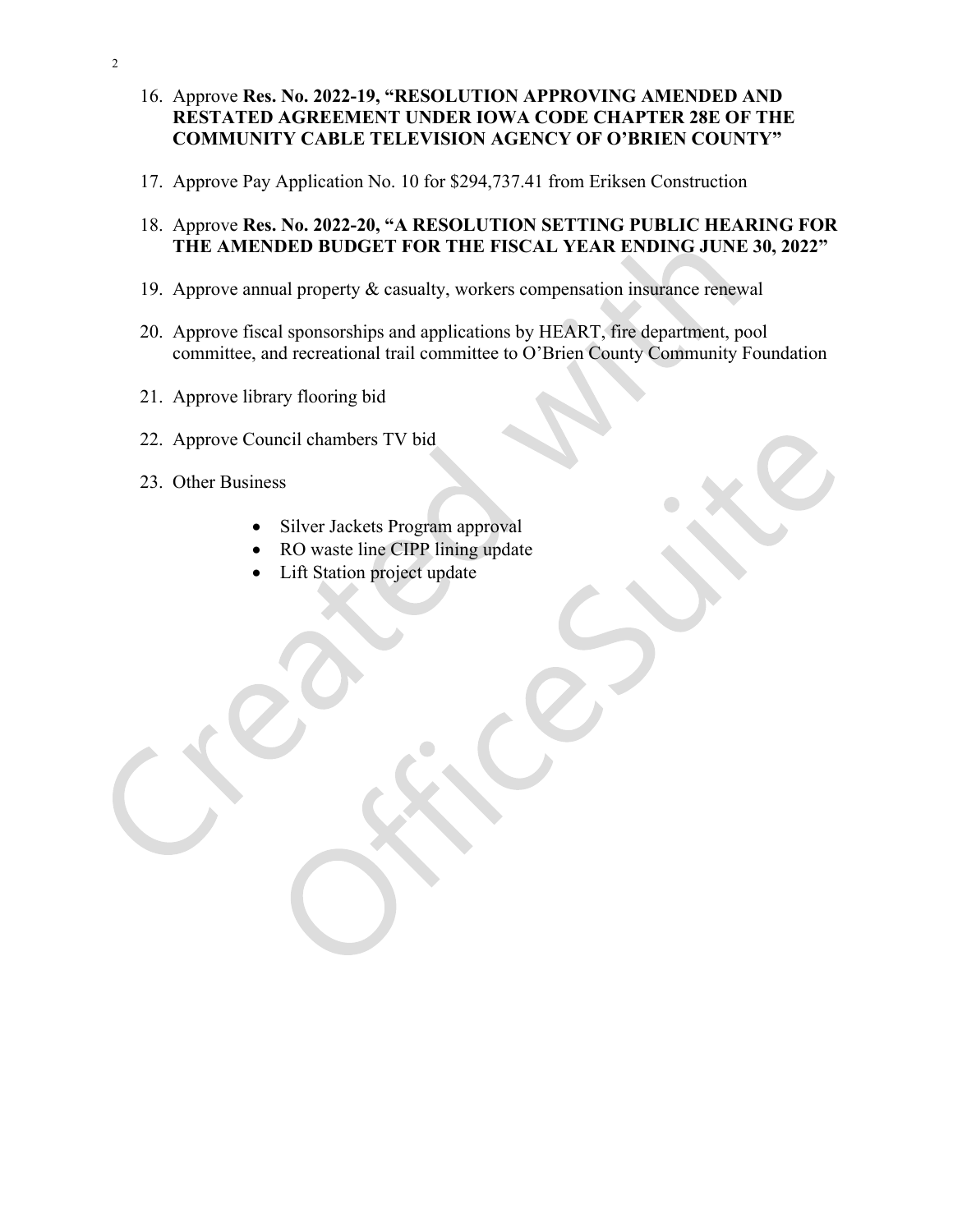16. Approve **Res. No. 2022-19, "RESOLUTION APPROVING AMENDED AND RESTATED AGREEMENT UNDER IOWA CODE CHAPTER 28E OF THE COMMUNITY CABLE TELEVISION AGENCY OF O'BRIEN COUNTY"**

17. Approve Pay Application No. 10 for $294,737.41 from Eriksen Construction

18. Approve **Res. No. 2022-20, "A RESOLUTION SETTING PUBLIC HEARING FOR THE AMENDED BUDGET FOR THE FISCAL YEAR ENDING JUNE 30, 2022"**

19. Approve annual property & casualty, workers compensation insurance renewal

20. Approve fiscal sponsorships and applications by HEART, fire department, pool committee, and recreational trail committee to O'Brien County Community Foundation

21. Approve library flooring bid

22. Approve Council chambers TV bid

23. Other Business

    - Silver Jackets Program approval
    - RO waste line CIPP lining update
    - Lift Station project update